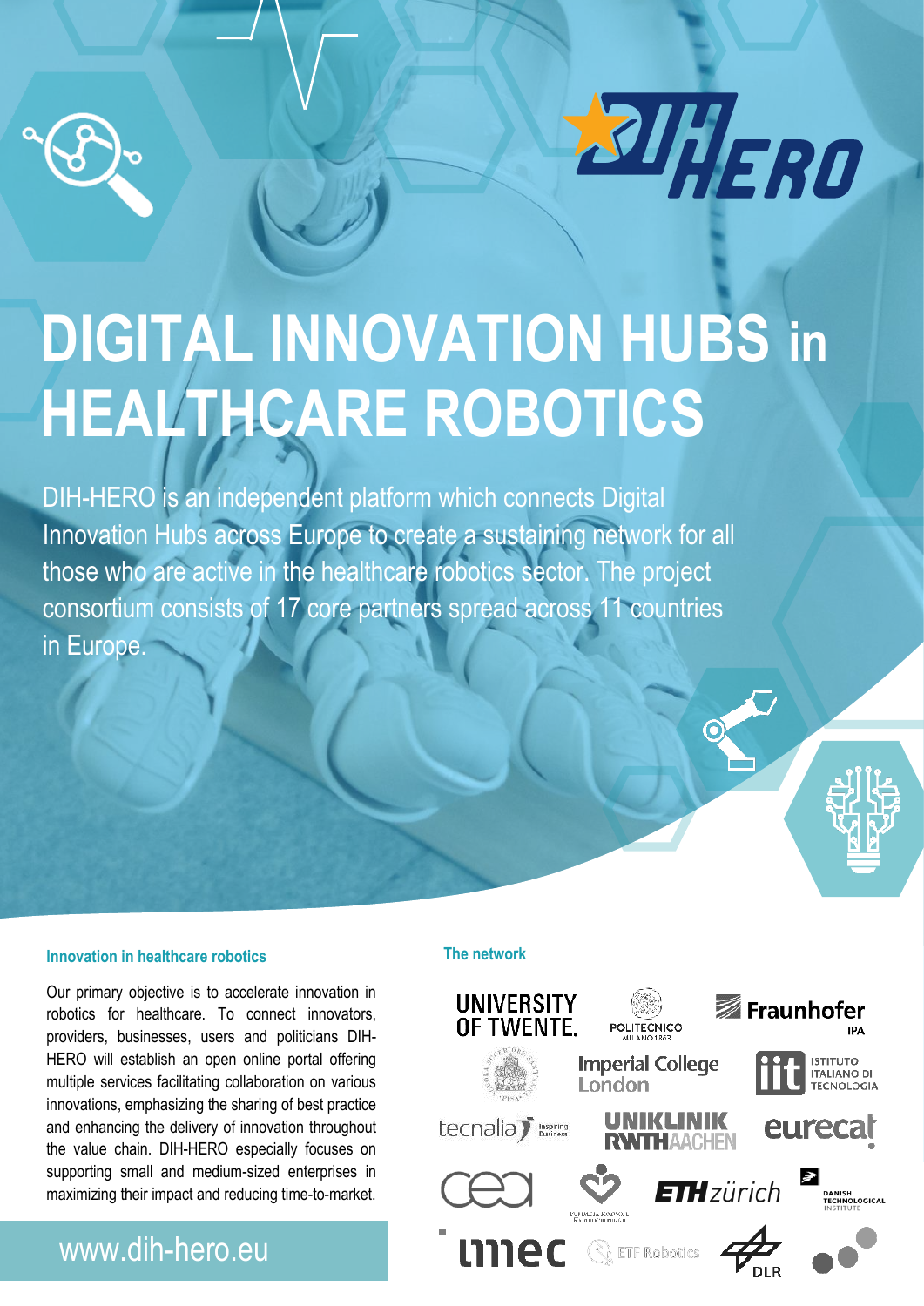# DIGITAL INNOVATION HUBS in HEALTHCARE ROBOTICS

DIH-HERO is an independent platform which connects Digital Innovation Hubs across Europe to create a sustaining network for all those who are active in the healthcare robotics sector. The project consortium consists of 17 core partners spread across 11 countries in Europe.

### Innovation in healthcare robotics

Our primary objective is to accelerate innovation in robotics for healthcare. To connect innovators, providers, businesses, users and politicians DIH-HERO will establish an open online portal offering multiple services facilitating collaboration on various innovations, emphasizing the sharing of best practice and enhancing the delivery of innovation throughout the value chain. DIH-HERO especially focuses on supporting small and medium-sized enterprises in maximizing their impact and reducing time-to-market.

www.dih-hero.eu

### The network

University of Twente, Politecnico Milano 1863, Fraunhofer IPA, Scuola Superiore Sant'Anna Pisa, Imperial College London, Istituto Italiano di Tecnologia, Tecnalia, Uniklinik RWTH Aachen, Eurecat, CEA, Fundacja Rozwoju Kardiochirurgii, ETH zürich, Danish Technological Institute, imec, ETF Robotics, DLR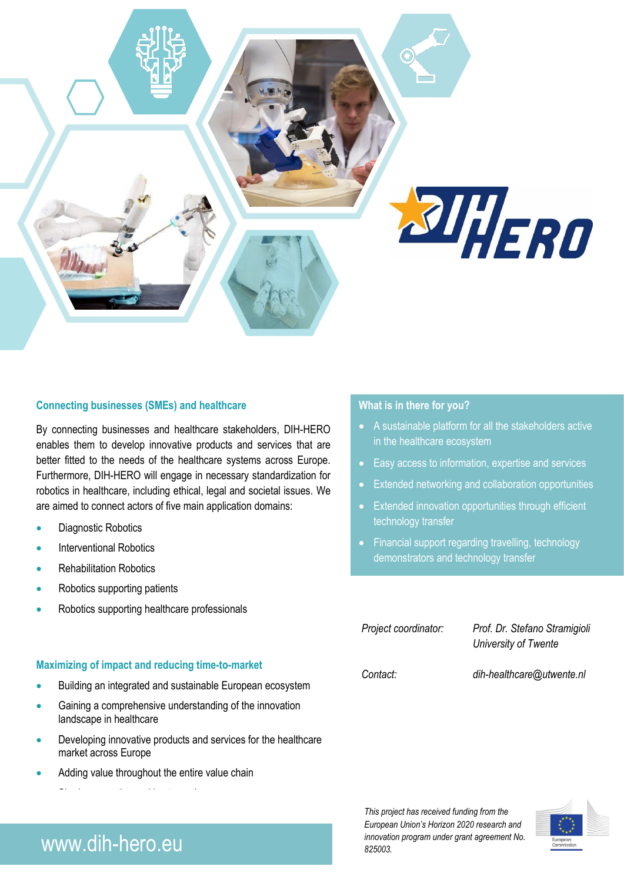DIHHERO

## Connecting businesses (SMEs) and healthcare

By connecting businesses and healthcare stakeholders, DIH-HERO enables them to develop innovative products and services that are better fitted to the needs of the healthcare systems across Europe. Furthermore, DIH-HERO will engage in necessary standardization for robotics in healthcare, including ethical, legal and societal issues. We are aimed to connect actors of five main application domains:

- Diagnostic Robotics
- Interventional Robotics
- Rehabilitation Robotics
- Robotics supporting patients
- Robotics supporting healthcare professionals

## Maximizing of impact and reducing time-to-market

- Building an integrated and sustainable European ecosystem
- Gaining a comprehensive understanding of the innovation landscape in healthcare
- Developing innovative products and services for the healthcare market across Europe
- Adding value throughout the entire value chain

## What is in there for you?

- A sustainable platform for all the stakeholders active in the healthcare ecosystem
- Easy access to information, expertise and services
- Extended networking and collaboration opportunities
- Extended innovation opportunities through efficient technology transfer
- Financial support regarding travelling, technology demonstrators and technology transfer

| | |
|---|---|
| *Project coordinator:* | *Prof. Dr. Stefano Stramigioli University of Twente* |
| *Contact:* | *dih-healthcare@utwente.nl* |

www.dih-hero.eu

*This project has received funding from the European Union's Horizon 2020 research and innovation program under grant agreement No. 825003.*

European Commission